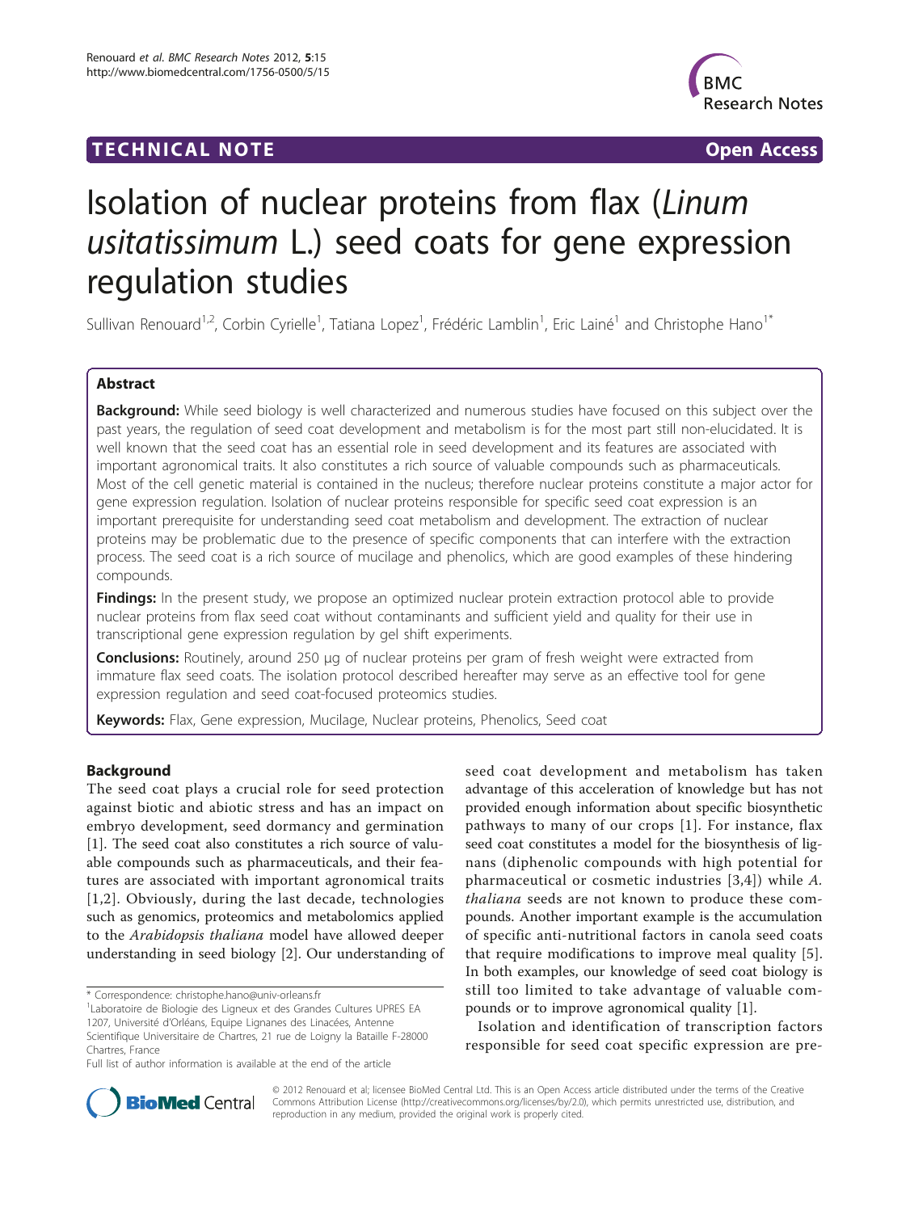TECHNICAL NOTE Open Access

# Isolation of nuclear proteins from flax (*Linum usitatissimum* L.) seed coats for gene expression regulation studies

Sullivan Renouard[1,2], Corbin Cyrielle[1], Tatiana Lopez[1], Frédéric Lamblin[1], Eric Lainé[1] and Christophe Hano[1*]

## Abstract

**Background:** While seed biology is well characterized and numerous studies have focused on this subject over the past years, the regulation of seed coat development and metabolism is for the most part still non-elucidated. It is well known that the seed coat has an essential role in seed development and its features are associated with important agronomical traits. It also constitutes a rich source of valuable compounds such as pharmaceuticals. Most of the cell genetic material is contained in the nucleus; therefore nuclear proteins constitute a major actor for gene expression regulation. Isolation of nuclear proteins responsible for specific seed coat expression is an important prerequisite for understanding seed coat metabolism and development. The extraction of nuclear proteins may be problematic due to the presence of specific components that can interfere with the extraction process. The seed coat is a rich source of mucilage and phenolics, which are good examples of these hindering compounds.

**Findings:** In the present study, we propose an optimized nuclear protein extraction protocol able to provide nuclear proteins from flax seed coat without contaminants and sufficient yield and quality for their use in transcriptional gene expression regulation by gel shift experiments.

**Conclusions:** Routinely, around 250 μg of nuclear proteins per gram of fresh weight were extracted from immature flax seed coats. The isolation protocol described hereafter may serve as an effective tool for gene expression regulation and seed coat-focused proteomics studies.

**Keywords:** Flax, Gene expression, Mucilage, Nuclear proteins, Phenolics, Seed coat

## Background

The seed coat plays a crucial role for seed protection against biotic and abiotic stress and has an impact on embryo development, seed dormancy and germination [1]. The seed coat also constitutes a rich source of valuable compounds such as pharmaceuticals, and their features are associated with important agronomical traits [1,2]. Obviously, during the last decade, technologies such as genomics, proteomics and metabolomics applied to the *Arabidopsis thaliana* model have allowed deeper understanding in seed biology [2]. Our understanding of seed coat development and metabolism has taken advantage of this acceleration of knowledge but has not provided enough information about specific biosynthetic pathways to many of our crops [1]. For instance, flax seed coat constitutes a model for the biosynthesis of lignans (diphenolic compounds with high potential for pharmaceutical or cosmetic industries [3,4]) while *A. thaliana* seeds are not known to produce these compounds. Another important example is the accumulation of specific anti-nutritional factors in canola seed coats that require modifications to improve meal quality [5]. In both examples, our knowledge of seed coat biology is still too limited to take advantage of valuable compounds or to improve agronomical quality [1].

Isolation and identification of transcription factors responsible for seed coat specific expression are pre-

\* Correspondence: christophe.hano@univ-orleans.fr

[1]Laboratoire de Biologie des Ligneux et des Grandes Cultures UPRES EA 1207, Université d'Orléans, Equipe Lignanes des Linacées, Antenne Scientifique Universitaire de Chartres, 21 rue de Loigny la Bataille F-28000 Chartres, France

Full list of author information is available at the end of the article

© 2012 Renouard et al; licensee BioMed Central Ltd. This is an Open Access article distributed under the terms of the Creative Commons Attribution License (http://creativecommons.org/licenses/by/2.0), which permits unrestricted use, distribution, and reproduction in any medium, provided the original work is properly cited.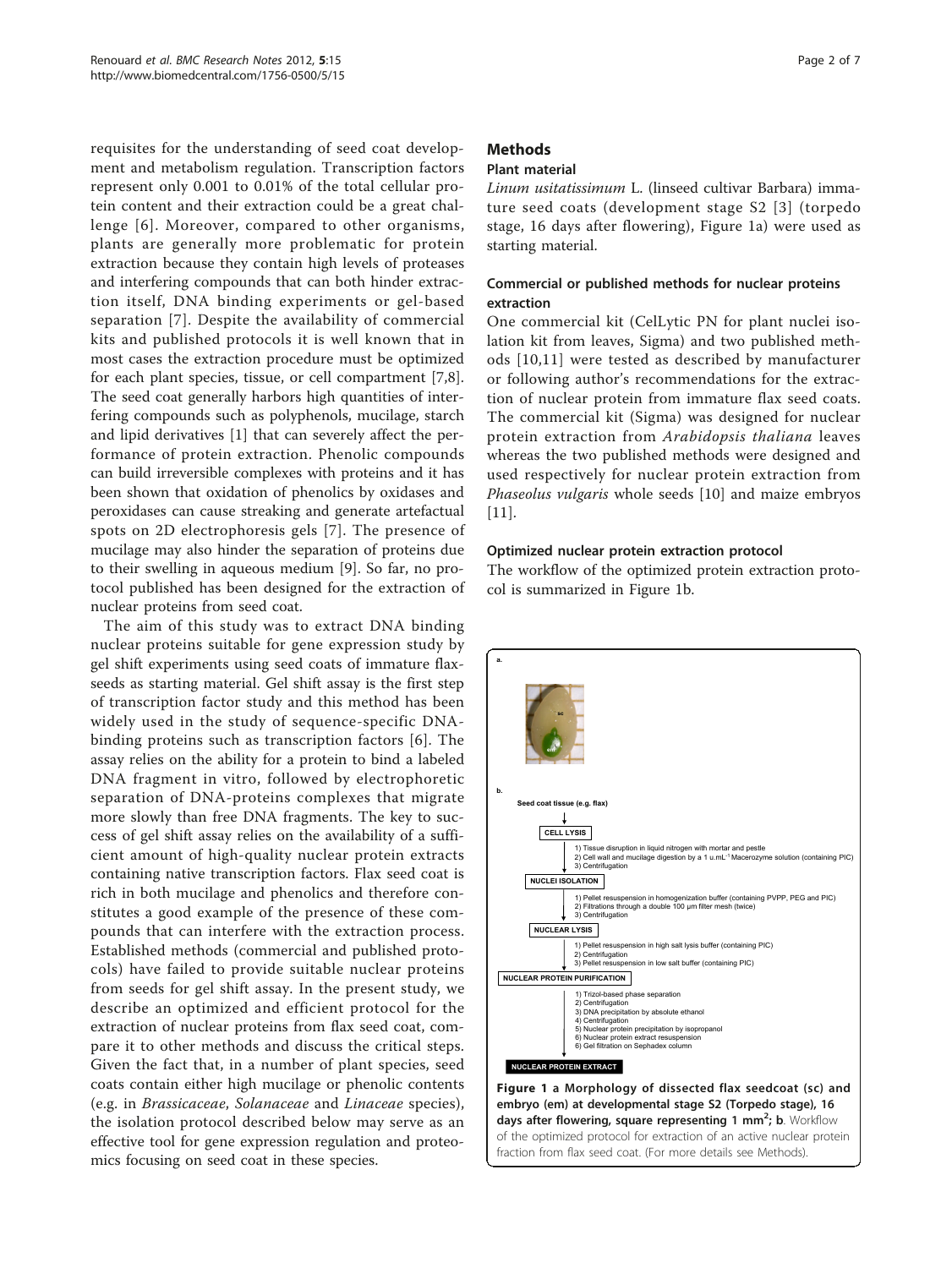requisites for the understanding of seed coat development and metabolism regulation. Transcription factors represent only 0.001 to 0.01% of the total cellular protein content and their extraction could be a great challenge [6]. Moreover, compared to other organisms, plants are generally more problematic for protein extraction because they contain high levels of proteases and interfering compounds that can both hinder extraction itself, DNA binding experiments or gel-based separation [7]. Despite the availability of commercial kits and published protocols it is well known that in most cases the extraction procedure must be optimized for each plant species, tissue, or cell compartment [7,8]. The seed coat generally harbors high quantities of interfering compounds such as polyphenols, mucilage, starch and lipid derivatives [1] that can severely affect the performance of protein extraction. Phenolic compounds can build irreversible complexes with proteins and it has been shown that oxidation of phenolics by oxidases and peroxidases can cause streaking and generate artefactual spots on 2D electrophoresis gels [7]. The presence of mucilage may also hinder the separation of proteins due to their swelling in aqueous medium [9]. So far, no protocol published has been designed for the extraction of nuclear proteins from seed coat.

The aim of this study was to extract DNA binding nuclear proteins suitable for gene expression study by gel shift experiments using seed coats of immature flaxseeds as starting material. Gel shift assay is the first step of transcription factor study and this method has been widely used in the study of sequence-specific DNA-binding proteins such as transcription factors [6]. The assay relies on the ability for a protein to bind a labeled DNA fragment in vitro, followed by electrophoretic separation of DNA-proteins complexes that migrate more slowly than free DNA fragments. The key to success of gel shift assay relies on the availability of a sufficient amount of high-quality nuclear protein extracts containing native transcription factors. Flax seed coat is rich in both mucilage and phenolics and therefore constitutes a good example of the presence of these compounds that can interfere with the extraction process. Established methods (commercial and published protocols) have failed to provide suitable nuclear proteins from seeds for gel shift assay. In the present study, we describe an optimized and efficient protocol for the extraction of nuclear proteins from flax seed coat, compare it to other methods and discuss the critical steps. Given the fact that, in a number of plant species, seed coats contain either high mucilage or phenolic contents (e.g. in *Brassicaceae*, *Solanaceae* and *Linaceae* species), the isolation protocol described below may serve as an effective tool for gene expression regulation and proteomics focusing on seed coat in these species.

## Methods

### Plant material

*Linum usitatissimum* L. (linseed cultivar Barbara) immature seed coats (development stage S2 [3] (torpedo stage, 16 days after flowering), Figure 1a) were used as starting material.

### Commercial or published methods for nuclear proteins extraction

One commercial kit (CelLytic PN for plant nuclei isolation kit from leaves, Sigma) and two published methods [10,11] were tested as described by manufacturer or following author's recommendations for the extraction of nuclear protein from immature flax seed coats. The commercial kit (Sigma) was designed for nuclear protein extraction from *Arabidopsis thaliana* leaves whereas the two published methods were designed and used respectively for nuclear protein extraction from *Phaseolus vulgaris* whole seeds [10] and maize embryos [11].

### Optimized nuclear protein extraction protocol

The workflow of the optimized protein extraction protocol is summarized in Figure 1b.

a.

b.

Seed coat tissue (e.g. flax)

**CELL LYSIS**

1) Tissue disruption in liquid nitrogen with mortar and pestle
2) Cell wall and mucilage digestion by a 1 u.mL$^{-1}$ Macerozyme solution (containing PIC)
3) Centrifugation

**NUCLEI ISOLATION**

1) Pellet resuspension in homogenization buffer (containing PVPP, PEG and PIC)
2) Filtrations through a double 100 µm filter mesh (twice)
3) Centrifugation

**NUCLEAR LYSIS**

1) Pellet resuspension in high salt lysis buffer (containing PIC)
2) Centrifugation
3) Pellet resuspension in low salt buffer (containing PIC)

**NUCLEAR PROTEIN PURIFICATION**

1) Trizol-based phase separation
2) Centrifugation
3) DNA precipitation by absolute ethanol
4) Centrifugation
5) Nuclear protein precipitation by isopropanol
6) Nuclear protein extract resuspension
6) Gel filtration on Sephadex column

**NUCLEAR PROTEIN EXTRACT**

**Figure 1 a Morphology of dissected flax seedcoat (sc) and embryo (em) at developmental stage S2 (Torpedo stage), 16 days after flowering, square representing 1 mm$^2$; b**. Workflow of the optimized protocol for extraction of an active nuclear protein fraction from flax seed coat. (For more details see Methods).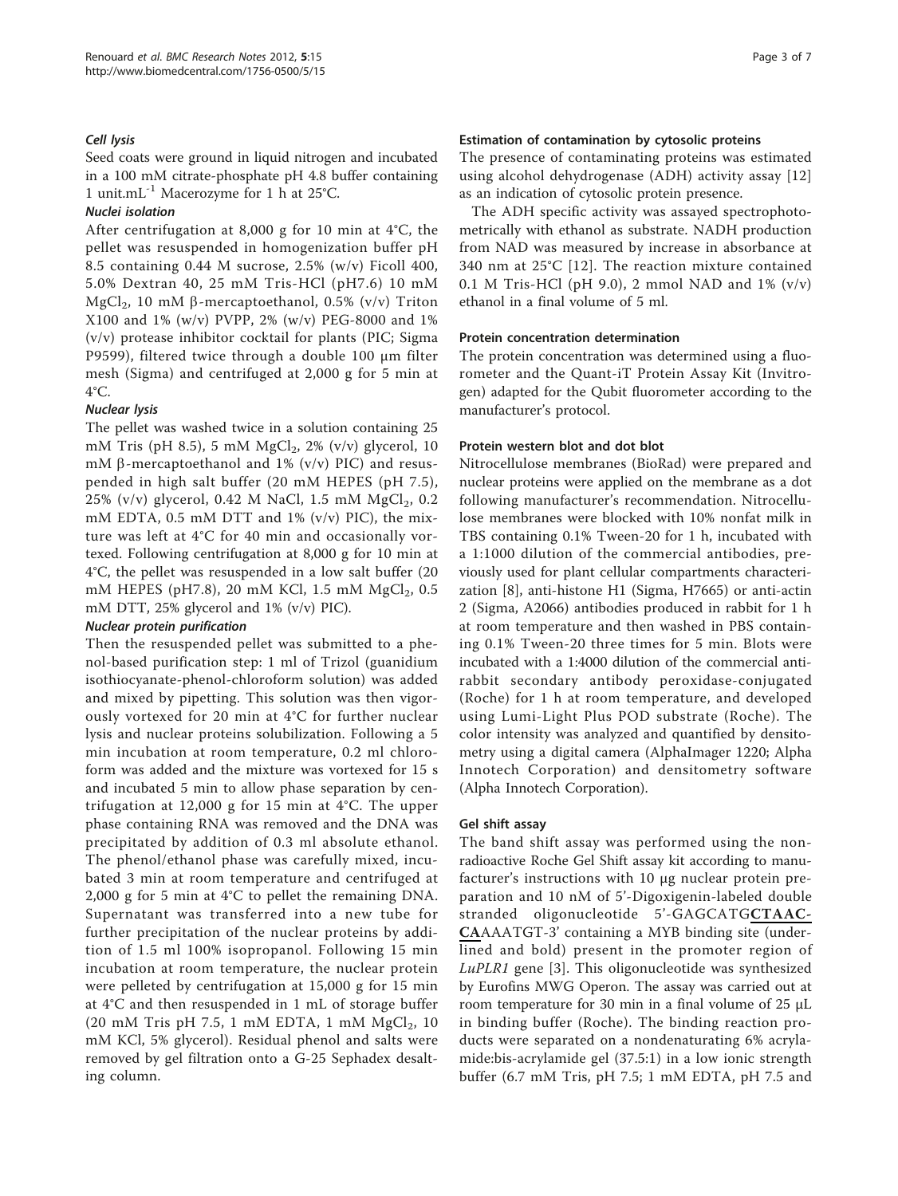#### *Cell lysis*

Seed coats were ground in liquid nitrogen and incubated in a 100 mM citrate-phosphate pH 4.8 buffer containing 1 unit.mL$^{-1}$ Macerozyme for 1 h at 25°C.

#### *Nuclei isolation*

After centrifugation at 8,000 g for 10 min at 4°C, the pellet was resuspended in homogenization buffer pH 8.5 containing 0.44 M sucrose, 2.5% (w/v) Ficoll 400, 5.0% Dextran 40, 25 mM Tris-HCl (pH7.6) 10 mM $MgCl_2$, 10 mM β-mercaptoethanol, 0.5% (v/v) Triton X100 and 1% (w/v) PVPP, 2% (w/v) PEG-8000 and 1% (v/v) protease inhibitor cocktail for plants (PIC; Sigma P9599), filtered twice through a double 100 μm filter mesh (Sigma) and centrifuged at 2,000 g for 5 min at 4°C.

#### *Nuclear lysis*

The pellet was washed twice in a solution containing 25 mM Tris (pH 8.5), 5 mM $MgCl_2$, 2% (v/v) glycerol, 10 mM β-mercaptoethanol and 1% (v/v) PIC) and resuspended in high salt buffer (20 mM HEPES (pH 7.5), 25% (v/v) glycerol, 0.42 M NaCl, 1.5 mM $MgCl_2$, 0.2 mM EDTA, 0.5 mM DTT and 1% (v/v) PIC), the mixture was left at 4°C for 40 min and occasionally vortexed. Following centrifugation at 8,000 g for 10 min at 4°C, the pellet was resuspended in a low salt buffer (20 mM HEPES (pH7.8), 20 mM KCl, 1.5 mM $MgCl_2$, 0.5 mM DTT, 25% glycerol and 1% (v/v) PIC).

#### *Nuclear protein purification*

Then the resuspended pellet was submitted to a phenol-based purification step: 1 ml of Trizol (guanidium isothiocyanate-phenol-chloroform solution) was added and mixed by pipetting. This solution was then vigorously vortexed for 20 min at 4°C for further nuclear lysis and nuclear proteins solubilization. Following a 5 min incubation at room temperature, 0.2 ml chloroform was added and the mixture was vortexed for 15 s and incubated 5 min to allow phase separation by centrifugation at 12,000 g for 15 min at 4°C. The upper phase containing RNA was removed and the DNA was precipitated by addition of 0.3 ml absolute ethanol. The phenol/ethanol phase was carefully mixed, incubated 3 min at room temperature and centrifuged at 2,000 g for 5 min at 4°C to pellet the remaining DNA. Supernatant was transferred into a new tube for further precipitation of the nuclear proteins by addition of 1.5 ml 100% isopropanol. Following 15 min incubation at room temperature, the nuclear protein were pelleted by centrifugation at 15,000 g for 15 min at 4°C and then resuspended in 1 mL of storage buffer (20 mM Tris pH 7.5, 1 mM EDTA, 1 mM $MgCl_2$, 10 mM KCl, 5% glycerol). Residual phenol and salts were removed by gel filtration onto a G-25 Sephadex desalting column.

### Estimation of contamination by cytosolic proteins

The presence of contaminating proteins was estimated using alcohol dehydrogenase (ADH) activity assay [12] as an indication of cytosolic protein presence.

The ADH specific activity was assayed spectrophotometrically with ethanol as substrate. NADH production from NAD was measured by increase in absorbance at 340 nm at 25°C [12]. The reaction mixture contained 0.1 M Tris-HCl (pH 9.0), 2 mmol NAD and 1% (v/v) ethanol in a final volume of 5 ml.

### Protein concentration determination

The protein concentration was determined using a fluorometer and the Quant-iT Protein Assay Kit (Invitrogen) adapted for the Qubit fluorometer according to the manufacturer's protocol.

### Protein western blot and dot blot

Nitrocellulose membranes (BioRad) were prepared and nuclear proteins were applied on the membrane as a dot following manufacturer's recommendation. Nitrocellulose membranes were blocked with 10% nonfat milk in TBS containing 0.1% Tween-20 for 1 h, incubated with a 1:1000 dilution of the commercial antibodies, previously used for plant cellular compartments characterization [8], anti-histone H1 (Sigma, H7665) or anti-actin 2 (Sigma, A2066) antibodies produced in rabbit for 1 h at room temperature and then washed in PBS containing 0.1% Tween-20 three times for 5 min. Blots were incubated with a 1:4000 dilution of the commercial anti-rabbit secondary antibody peroxidase-conjugated (Roche) for 1 h at room temperature, and developed using Lumi-Light Plus POD substrate (Roche). The color intensity was analyzed and quantified by densitometry using a digital camera (AlphaImager 1220; Alpha Innotech Corporation) and densitometry software (Alpha Innotech Corporation).

### Gel shift assay

The band shift assay was performed using the non-radioactive Roche Gel Shift assay kit according to manufacturer's instructions with 10 μg nuclear protein preparation and 10 nM of 5'-Digoxigenin-labeled double stranded oligonucleotide 5'-GAGCATG**CTAACCA**AAATGT-3' containing a MYB binding site (underlined and bold) present in the promoter region of *LuPLR1* gene [3]. This oligonucleotide was synthesized by Eurofins MWG Operon. The assay was carried out at room temperature for 30 min in a final volume of 25 μL in binding buffer (Roche). The binding reaction products were separated on a nondenaturating 6% acrylamide:bis-acrylamide gel (37.5:1) in a low ionic strength buffer (6.7 mM Tris, pH 7.5; 1 mM EDTA, pH 7.5 and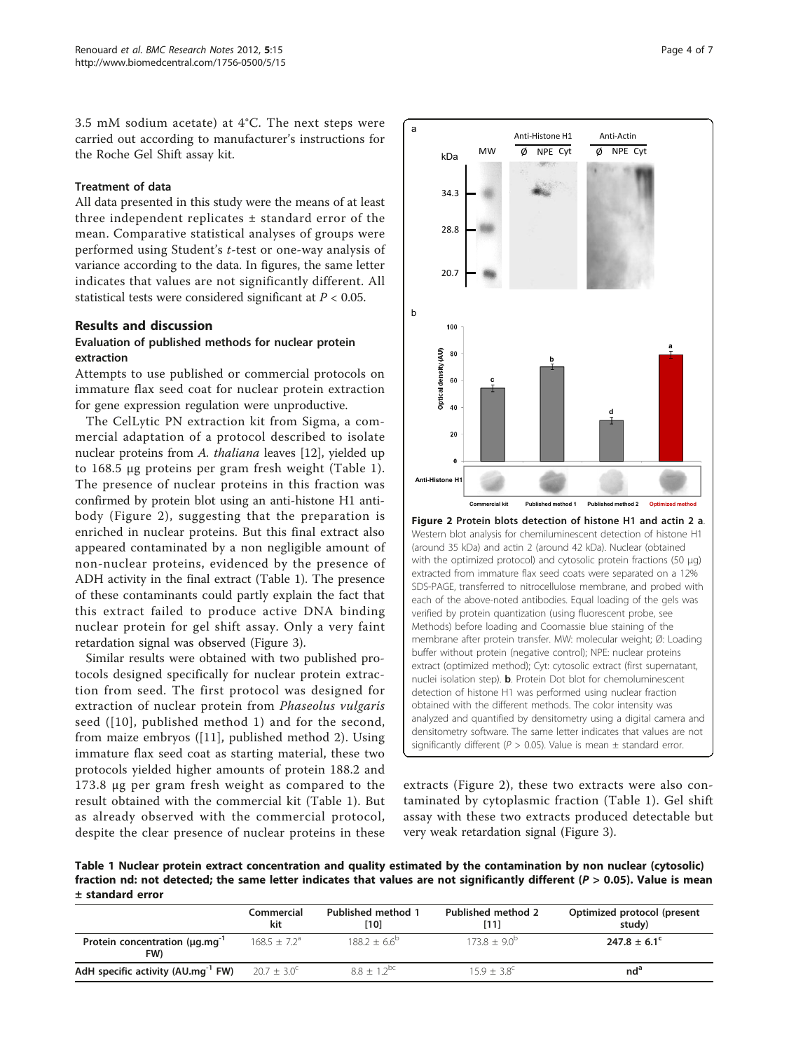3.5 mM sodium acetate) at 4°C. The next steps were carried out according to manufacturer's instructions for the Roche Gel Shift assay kit.

#### Treatment of data

All data presented in this study were the means of at least three independent replicates ± standard error of the mean. Comparative statistical analyses of groups were performed using Student's *t*-test or one-way analysis of variance according to the data. In figures, the same letter indicates that values are not significantly different. All statistical tests were considered significant at $P < 0.05$.

## Results and discussion

### Evaluation of published methods for nuclear protein extraction

Attempts to use published or commercial protocols on immature flax seed coat for nuclear protein extraction for gene expression regulation were unproductive.

The CelLytic PN extraction kit from Sigma, a commercial adaptation of a protocol described to isolate nuclear proteins from *A. thaliana* leaves [12], yielded up to 168.5 µg proteins per gram fresh weight (Table 1). The presence of nuclear proteins in this fraction was confirmed by protein blot using an anti-histone H1 antibody (Figure 2), suggesting that the preparation is enriched in nuclear proteins. But this final extract also appeared contaminated by a non negligible amount of non-nuclear proteins, evidenced by the presence of ADH activity in the final extract (Table 1). The presence of these contaminants could partly explain the fact that this extract failed to produce active DNA binding nuclear protein for gel shift assay. Only a very faint retardation signal was observed (Figure 3).

Similar results were obtained with two published protocols designed specifically for nuclear protein extraction from seed. The first protocol was designed for extraction of nuclear protein from *Phaseolus vulgaris* seed ([10], published method 1) and for the second, from maize embryos ([11], published method 2). Using immature flax seed coat as starting material, these two protocols yielded higher amounts of protein 188.2 and 173.8 µg per gram fresh weight as compared to the result obtained with the commercial kit (Table 1). But as already observed with the commercial protocol, despite the clear presence of nuclear proteins in these extracts (Figure 2), these two extracts were also contaminated by cytoplasmic fraction (Table 1). Gel shift assay with these two extracts produced detectable but very weak retardation signal (Figure 3).

**Figure 2 Protein blots detection of histone H1 and actin 2 a**. Western blot analysis for chemiluminescent detection of histone H1 (around 35 kDa) and actin 2 (around 42 kDa). Nuclear (obtained with the optimized protocol) and cytosolic protein fractions (50 µg) extracted from immature flax seed coats were separated on a 12% SDS-PAGE, transferred to nitrocellulose membrane, and probed with each of the above-noted antibodies. Equal loading of the gels was verified by protein quantization (using fluorescent probe, see Methods) before loading and Coomassie blue staining of the membrane after protein transfer. MW: molecular weight; Ø: Loading buffer without protein (negative control); NPE: nuclear proteins extract (optimized method); Cyt: cytosolic extract (first supernatant, nuclei isolation step). **b**. Protein Dot blot for chemoluminescent detection of histone H1 was performed using nuclear fraction obtained with the different methods. The color intensity was analyzed and quantified by densitometry using a digital camera and densitometry software. The same letter indicates that values are not significantly different ($P > 0.05$). Value is mean ± standard error.

**Table 1 Nuclear protein extract concentration and quality estimated by the contamination by non nuclear (cytosolic) fraction nd: not detected; the same letter indicates that values are not significantly different ($P > 0.05$). Value is mean ± standard error**

| | Commercial kit | Published method 1 [10] | Published method 2 [11] | Optimized protocol (present study) |
|---|---|---|---|---|
| **Protein concentration (µg.mg$^{-1}$ FW)** | $168.5 \pm 7.2^{a}$ | $188.2 \pm 6.6^{b}$ | $173.8 \pm 9.0^{b}$ | **$247.8 \pm 6.1^{c}$** |
| **AdH specific activity (AU.mg$^{-1}$ FW)** | $20.7 \pm 3.0^{c}$ | $8.8 \pm 1.2^{bc}$ | $15.9 \pm 3.8^{c}$ | **nd$^{a}$** |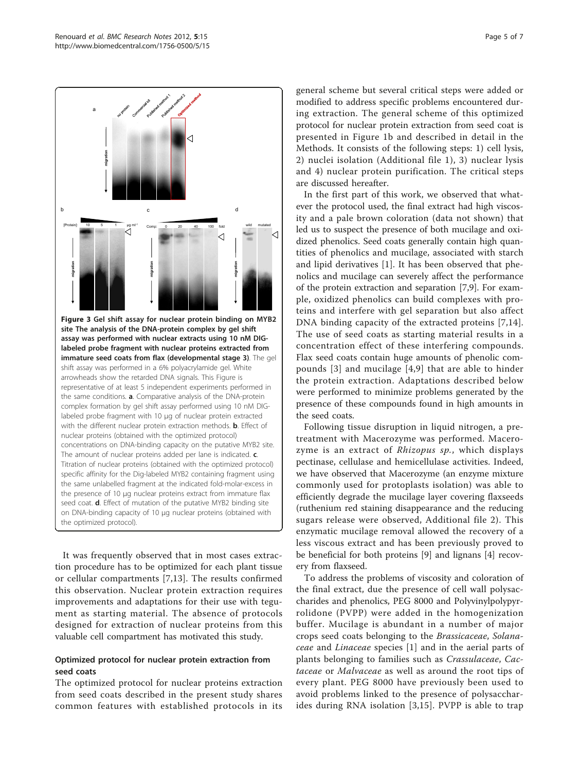**Figure 3 Gel shift assay for nuclear protein binding on MYB2 site The analysis of the DNA-protein complex by gel shift assay was performed with nuclear extracts using 10 nM DIG-labeled probe fragment with nuclear proteins extracted from immature seed coats from flax (developmental stage 3)**. The gel shift assay was performed in a 6% polyacrylamide gel. White arrowheads show the retarded DNA signals. This Figure is representative of at least 5 independent experiments performed in the same conditions. **a**. Comparative analysis of the DNA-protein complex formation by gel shift assay performed using 10 nM DIG-labeled probe fragment with 10 μg of nuclear protein extracted with the different nuclear protein extraction methods. **b**. Effect of nuclear proteins (obtained with the optimized protocol) concentrations on DNA-binding capacity on the putative MYB2 site. The amount of nuclear proteins added per lane is indicated. **c**. Titration of nuclear proteins (obtained with the optimized protocol) specific affinity for the Dig-labeled MYB2 containing fragment using the same unlabelled fragment at the indicated fold-molar-excess in the presence of 10 μg nuclear proteins extract from immature flax seed coat. **d**. Effect of mutation of the putative MYB2 binding site on DNA-binding capacity of 10 μg nuclear proteins (obtained with the optimized protocol).

It was frequently observed that in most cases extraction procedure has to be optimized for each plant tissue or cellular compartments [7,13]. The results confirmed this observation. Nuclear protein extraction requires improvements and adaptations for their use with tegument as starting material. The absence of protocols designed for extraction of nuclear proteins from this valuable cell compartment has motivated this study.

## Optimized protocol for nuclear protein extraction from seed coats

The optimized protocol for nuclear proteins extraction from seed coats described in the present study shares common features with established protocols in its general scheme but several critical steps were added or modified to address specific problems encountered during extraction. The general scheme of this optimized protocol for nuclear protein extraction from seed coat is presented in Figure 1b and described in detail in the Methods. It consists of the following steps: 1) cell lysis, 2) nuclei isolation (Additional file 1), 3) nuclear lysis and 4) nuclear protein purification. The critical steps are discussed hereafter.

In the first part of this work, we observed that whatever the protocol used, the final extract had high viscosity and a pale brown coloration (data not shown) that led us to suspect the presence of both mucilage and oxidized phenolics. Seed coats generally contain high quantities of phenolics and mucilage, associated with starch and lipid derivatives [1]. It has been observed that phenolics and mucilage can severely affect the performance of the protein extraction and separation [7,9]. For example, oxidized phenolics can build complexes with proteins and interfere with gel separation but also affect DNA binding capacity of the extracted proteins [7,14]. The use of seed coats as starting material results in a concentration effect of these interfering compounds. Flax seed coats contain huge amounts of phenolic compounds [3] and mucilage [4,9] that are able to hinder the protein extraction. Adaptations described below were performed to minimize problems generated by the presence of these compounds found in high amounts in the seed coats.

Following tissue disruption in liquid nitrogen, a pretreatment with Macerozyme was performed. Macerozyme is an extract of *Rhizopus sp.*, which displays pectinase, cellulase and hemicellulase activities. Indeed, we have observed that Macerozyme (an enzyme mixture commonly used for protoplasts isolation) was able to efficiently degrade the mucilage layer covering flaxseeds (ruthenium red staining disappearance and the reducing sugars release were observed, Additional file 2). This enzymatic mucilage removal allowed the recovery of a less viscous extract and has been previously proved to be beneficial for both proteins [9] and lignans [4] recovery from flaxseed.

To address the problems of viscosity and coloration of the final extract, due the presence of cell wall polysaccharides and phenolics, PEG 8000 and Polyvinylpolypyrrolidone (PVPP) were added in the homogenization buffer. Mucilage is abundant in a number of major crops seed coats belonging to the *Brassicaceae*, *Solanaceae* and *Linaceae* species [1] and in the aerial parts of plants belonging to families such as *Crassulaceae*, *Cactaceae* or *Malvaceae* as well as around the root tips of every plant. PEG 8000 have previously been used to avoid problems linked to the presence of polysaccharides during RNA isolation [3,15]. PVPP is able to trap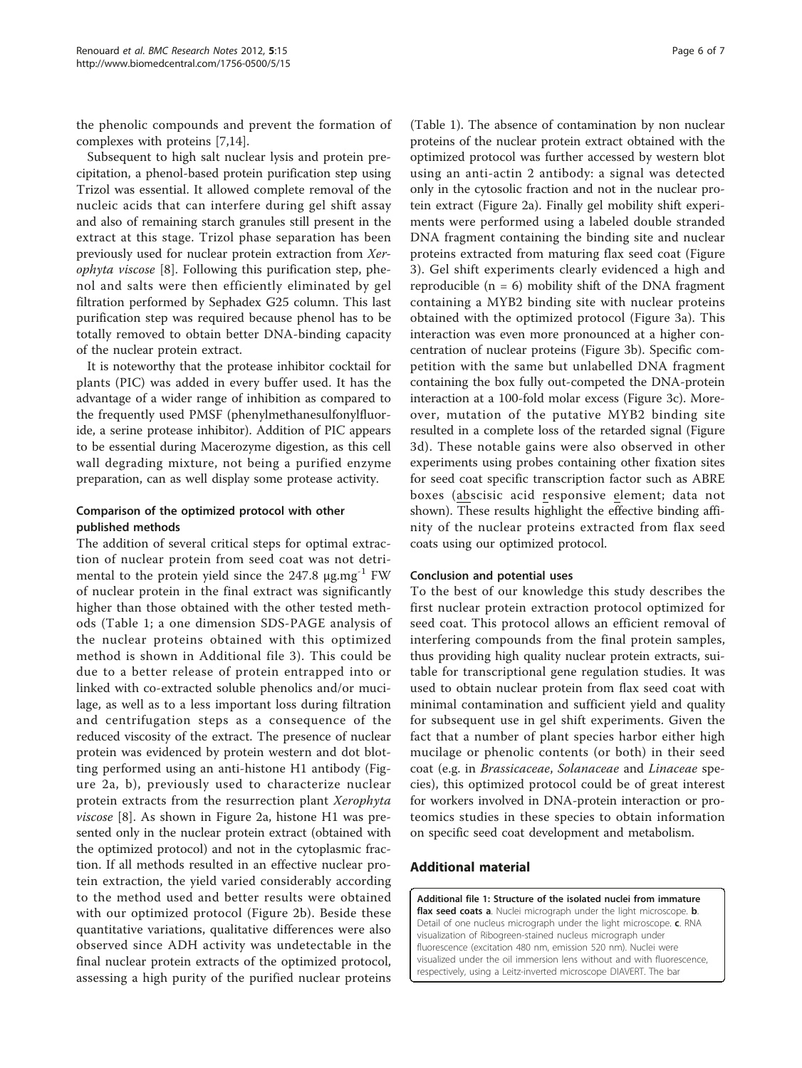the phenolic compounds and prevent the formation of complexes with proteins [7,14].

Subsequent to high salt nuclear lysis and protein precipitation, a phenol-based protein purification step using Trizol was essential. It allowed complete removal of the nucleic acids that can interfere during gel shift assay and also of remaining starch granules still present in the extract at this stage. Trizol phase separation has been previously used for nuclear protein extraction from *Xerophyta viscose* [8]. Following this purification step, phenol and salts were then efficiently eliminated by gel filtration performed by Sephadex G25 column. This last purification step was required because phenol has to be totally removed to obtain better DNA-binding capacity of the nuclear protein extract.

It is noteworthy that the protease inhibitor cocktail for plants (PIC) was added in every buffer used. It has the advantage of a wider range of inhibition as compared to the frequently used PMSF (phenylmethanesulfonylfluoride, a serine protease inhibitor). Addition of PIC appears to be essential during Macerozyme digestion, as this cell wall degrading mixture, not being a purified enzyme preparation, can as well display some protease activity.

### Comparison of the optimized protocol with other published methods

The addition of several critical steps for optimal extraction of nuclear protein from seed coat was not detrimental to the protein yield since the 247.8 $\mu g.mg^{-1}$ FW of nuclear protein in the final extract was significantly higher than those obtained with the other tested methods (Table 1; a one dimension SDS-PAGE analysis of the nuclear proteins obtained with this optimized method is shown in Additional file 3). This could be due to a better release of protein entrapped into or linked with co-extracted soluble phenolics and/or mucilage, as well as to a less important loss during filtration and centrifugation steps as a consequence of the reduced viscosity of the extract. The presence of nuclear protein was evidenced by protein western and dot blotting performed using an anti-histone H1 antibody (Figure 2a, b), previously used to characterize nuclear protein extracts from the resurrection plant *Xerophyta viscose* [8]. As shown in Figure 2a, histone H1 was presented only in the nuclear protein extract (obtained with the optimized protocol) and not in the cytoplasmic fraction. If all methods resulted in an effective nuclear protein extraction, the yield varied considerably according to the method used and better results were obtained with our optimized protocol (Figure 2b). Beside these quantitative variations, qualitative differences were also observed since ADH activity was undetectable in the final nuclear protein extracts of the optimized protocol, assessing a high purity of the purified nuclear proteins (Table 1). The absence of contamination by non nuclear proteins of the nuclear protein extract obtained with the optimized protocol was further accessed by western blot using an anti-actin 2 antibody: a signal was detected only in the cytosolic fraction and not in the nuclear protein extract (Figure 2a). Finally gel mobility shift experiments were performed using a labeled double stranded DNA fragment containing the binding site and nuclear proteins extracted from maturing flax seed coat (Figure 3). Gel shift experiments clearly evidenced a high and reproducible ($n = 6$) mobility shift of the DNA fragment containing a MYB2 binding site with nuclear proteins obtained with the optimized protocol (Figure 3a). This interaction was even more pronounced at a higher concentration of nuclear proteins (Figure 3b). Specific competition with the same but unlabelled DNA fragment containing the box fully out-competed the DNA-protein interaction at a 100-fold molar excess (Figure 3c). Moreover, mutation of the putative MYB2 binding site resulted in a complete loss of the retarded signal (Figure 3d). These notable gains were also observed in other experiments using probes containing other fixation sites for seed coat specific transcription factor such as ABRE boxes (abscisic acid responsive element; data not shown). These results highlight the effective binding affinity of the nuclear proteins extracted from flax seed coats using our optimized protocol.

### Conclusion and potential uses

To the best of our knowledge this study describes the first nuclear protein extraction protocol optimized for seed coat. This protocol allows an efficient removal of interfering compounds from the final protein samples, thus providing high quality nuclear protein extracts, suitable for transcriptional gene regulation studies. It was used to obtain nuclear protein from flax seed coat with minimal contamination and sufficient yield and quality for subsequent use in gel shift experiments. Given the fact that a number of plant species harbor either high mucilage or phenolic contents (or both) in their seed coat (e.g. in *Brassicaceae*, *Solanaceae* and *Linaceae* species), this optimized protocol could be of great interest for workers involved in DNA-protein interaction or proteomics studies in these species to obtain information on specific seed coat development and metabolism.

## Additional material

**Additional file 1: Structure of the isolated nuclei from immature flax seed coats a**. Nuclei micrograph under the light microscope. **b**. Detail of one nucleus micrograph under the light microscope. **c**. RNA visualization of Ribogreen-stained nucleus micrograph under fluorescence (excitation 480 nm, emission 520 nm). Nuclei were visualized under the oil immersion lens without and with fluorescence, respectively, using a Leitz-inverted microscope DIAVERT. The bar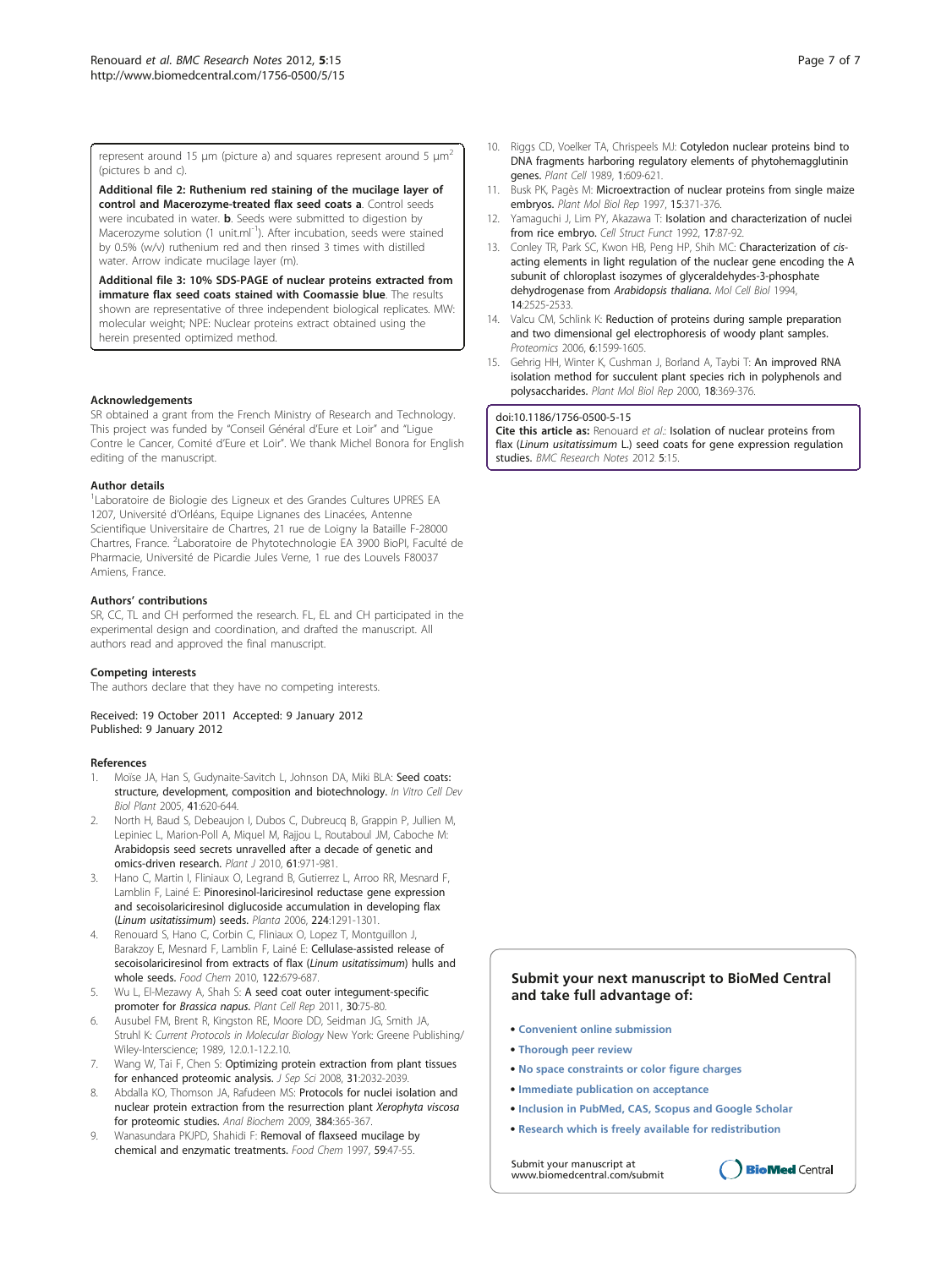represent around 15 µm (picture a) and squares represent around 5 µm$^2$ (pictures b and c).

**Additional file 2: Ruthenium red staining of the mucilage layer of control and Macerozyme-treated flax seed coats a**. Control seeds were incubated in water. **b**. Seeds were submitted to digestion by Macerozyme solution (1 unit.ml$^{-1}$). After incubation, seeds were stained by 0.5% (w/v) ruthenium red and then rinsed 3 times with distilled water. Arrow indicate mucilage layer (m).

**Additional file 3: 10% SDS-PAGE of nuclear proteins extracted from immature flax seed coats stained with Coomassie blue**. The results shown are representative of three independent biological replicates. MW: molecular weight; NPE: Nuclear proteins extract obtained using the herein presented optimized method.

#### Acknowledgements

SR obtained a grant from the French Ministry of Research and Technology. This project was funded by "Conseil Général d'Eure et Loir" and "Ligue Contre le Cancer, Comité d'Eure et Loir". We thank Michel Bonora for English editing of the manuscript.

#### Author details

[1]Laboratoire de Biologie des Ligneux et des Grandes Cultures UPRES EA 1207, Université d'Orléans, Equipe Lignanes des Linacées, Antenne Scientifique Universitaire de Chartres, 21 rue de Loigny la Bataille F-28000 Chartres, France. [2]Laboratoire de Phytotechnologie EA 3900 BioPI, Faculté de Pharmacie, Université de Picardie Jules Verne, 1 rue des Louvels F80037 Amiens, France.

#### Authors' contributions

SR, CC, TL and CH performed the research. FL, EL and CH participated in the experimental design and coordination, and drafted the manuscript. All authors read and approved the final manuscript.

#### Competing interests

The authors declare that they have no competing interests.

Received: 19 October 2011 Accepted: 9 January 2012
Published: 9 January 2012

#### References

1. Moïse JA, Han S, Gudynaite-Savitch L, Johnson DA, Miki BLA: **Seed coats: structure, development, composition and biotechnology.** *In Vitro Cell Dev Biol Plant* 2005, **41**:620-644.
2. North H, Baud S, Debeaujon I, Dubos C, Dubreucq B, Grappin P, Jullien M, Lepiniec L, Marion-Poll A, Miquel M, Rajjou L, Routaboul JM, Caboche M: **Arabidopsis seed secrets unravelled after a decade of genetic and omics-driven research.** *Plant J* 2010, **61**:971-981.
3. Hano C, Martin I, Fliniaux O, Legrand B, Gutierrez L, Arroo RR, Mesnard F, Lamblin F, Lainé E: **Pinoresinol-lariciresinol reductase gene expression and secoisolariciresinol diglucoside accumulation in developing flax (*Linum usitatissimum*) seeds.** *Planta* 2006, **224**:1291-1301.
4. Renouard S, Hano C, Corbin C, Fliniaux O, Lopez T, Montguillon J, Barakzoy E, Mesnard F, Lamblin F, Lainé E: **Cellulase-assisted release of secoisolariciresinol from extracts of flax (*Linum usitatissimum*) hulls and whole seeds.** *Food Chem* 2010, **122**:679-687.
5. Wu L, El-Mezawy A, Shah S: **A seed coat outer integument-specific promoter for *Brassica napus*.** *Plant Cell Rep* 2011, **30**:75-80.
6. Ausubel FM, Brent R, Kingston RE, Moore DD, Seidman JG, Smith JA, Struhl K: *Current Protocols in Molecular Biology* New York: Greene Publishing/ Wiley-Interscience; 1989, 12.0.1-12.2.10.
7. Wang W, Tai F, Chen S: **Optimizing protein extraction from plant tissues for enhanced proteomic analysis.** *J Sep Sci* 2008, **31**:2032-2039.
8. Abdalla KO, Thomson JA, Rafudeen MS: **Protocols for nuclei isolation and nuclear protein extraction from the resurrection plant *Xerophyta viscosa* for proteomic studies.** *Anal Biochem* 2009, **384**:365-367.
9. Wanasundara PKJPD, Shahidi F: **Removal of flaxseed mucilage by chemical and enzymatic treatments.** *Food Chem* 1997, **59**:47-55.
10. Riggs CD, Voelker TA, Chrispeels MJ: **Cotyledon nuclear proteins bind to DNA fragments harboring regulatory elements of phytohemagglutinin genes.** *Plant Cell* 1989, **1**:609-621.
11. Busk PK, Pagès M: **Microextraction of nuclear proteins from single maize embryos.** *Plant Mol Biol Rep* 1997, **15**:371-376.
12. Yamaguchi J, Lim PY, Akazawa T: **Isolation and characterization of nuclei from rice embryo.** *Cell Struct Funct* 1992, **17**:87-92.
13. Conley TR, Park SC, Kwon HB, Peng HP, Shih MC: **Characterization of *cis*-acting elements in light regulation of the nuclear gene encoding the A subunit of chloroplast isozymes of glyceraldehydes-3-phosphate dehydrogenase from *Arabidopsis thaliana*.** *Mol Cell Biol* 1994, **14**:2525-2533.
14. Valcu CM, Schlink K: **Reduction of proteins during sample preparation and two dimensional gel electrophoresis of woody plant samples.** *Proteomics* 2006, **6**:1599-1605.
15. Gehrig HH, Winter K, Cushman J, Borland A, Taybi T: **An improved RNA isolation method for succulent plant species rich in polyphenols and polysaccharides.** *Plant Mol Biol Rep* 2000, **18**:369-376.

doi:10.1186/1756-0500-5-15
**Cite this article as:** Renouard *et al.*: Isolation of nuclear proteins from flax (*Linum usitatissimum* L.) seed coats for gene expression regulation studies. *BMC Research Notes* 2012 **5**:15.

**Submit your next manuscript to BioMed Central and take full advantage of:**

- **Convenient online submission**
- **Thorough peer review**
- **No space constraints or color figure charges**
- **Immediate publication on acceptance**
- **Inclusion in PubMed, CAS, Scopus and Google Scholar**
- **Research which is freely available for redistribution**

Submit your manuscript at
www.biomedcentral.com/submit

BioMed Central